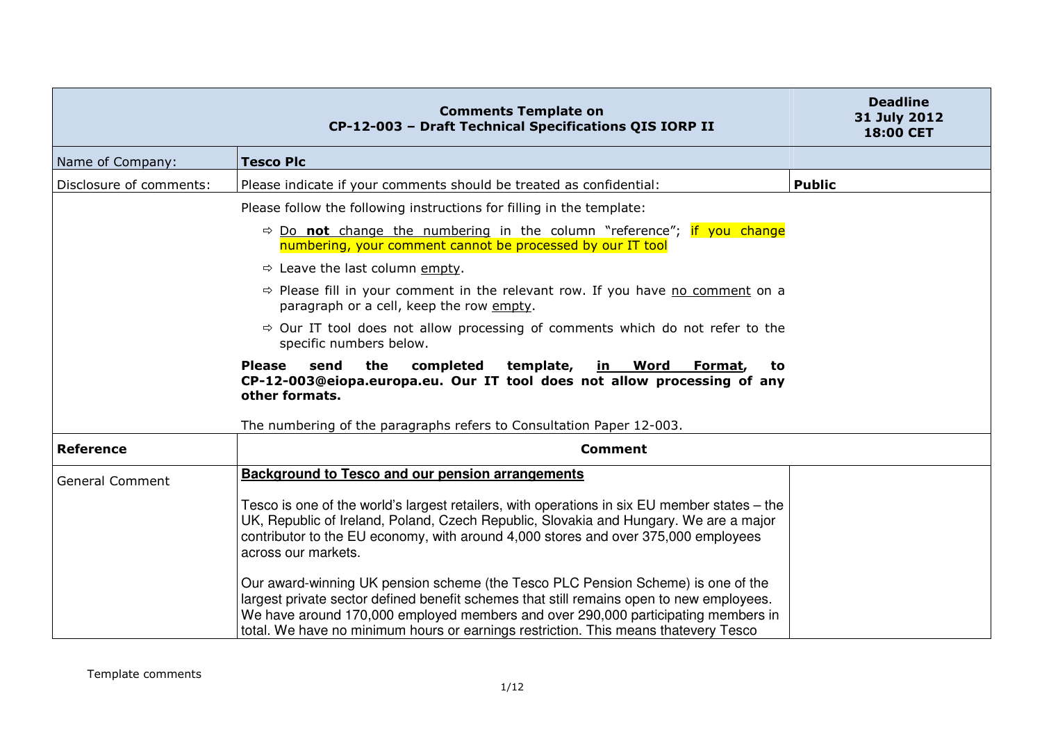| Comments Template on CP-12-003 – Draft Technical Specifications QIS IORP II | | Deadline 31 July 2012 18:00 CET |
|---|---|---|
| Name of Company: | **Tesco Plc** | |
| Disclosure of comments: | Please indicate if your comments should be treated as confidential: | **Public** |
| | Please follow the following instructions for filling in the template:<br><br>⇨ Do **not** change the numbering in the column "reference"; if you change numbering, your comment cannot be processed by our IT tool<br><br>⇨ Leave the last column empty.<br><br>⇨ Please fill in your comment in the relevant row. If you have no comment on a paragraph or a cell, keep the row empty.<br><br>⇨ Our IT tool does not allow processing of comments which do not refer to the specific numbers below.<br><br>**Please send the completed template, in Word Format, to CP-12-003@eiopa.europa.eu. Our IT tool does not allow processing of any other formats.**<br><br>The numbering of the paragraphs refers to Consultation Paper 12-003. | |
| **Reference** | **Comment** | |
| General Comment | **Background to Tesco and our pension arrangements**<br><br>Tesco is one of the world's largest retailers, with operations in six EU member states – the UK, Republic of Ireland, Poland, Czech Republic, Slovakia and Hungary. We are a major contributor to the EU economy, with around 4,000 stores and over 375,000 employees across our markets.<br><br>Our award-winning UK pension scheme (the Tesco PLC Pension Scheme) is one of the largest private sector defined benefit schemes that still remains open to new employees. We have around 170,000 employed members and over 290,000 participating members in total. We have no minimum hours or earnings restriction. This means thatevery Tesco | |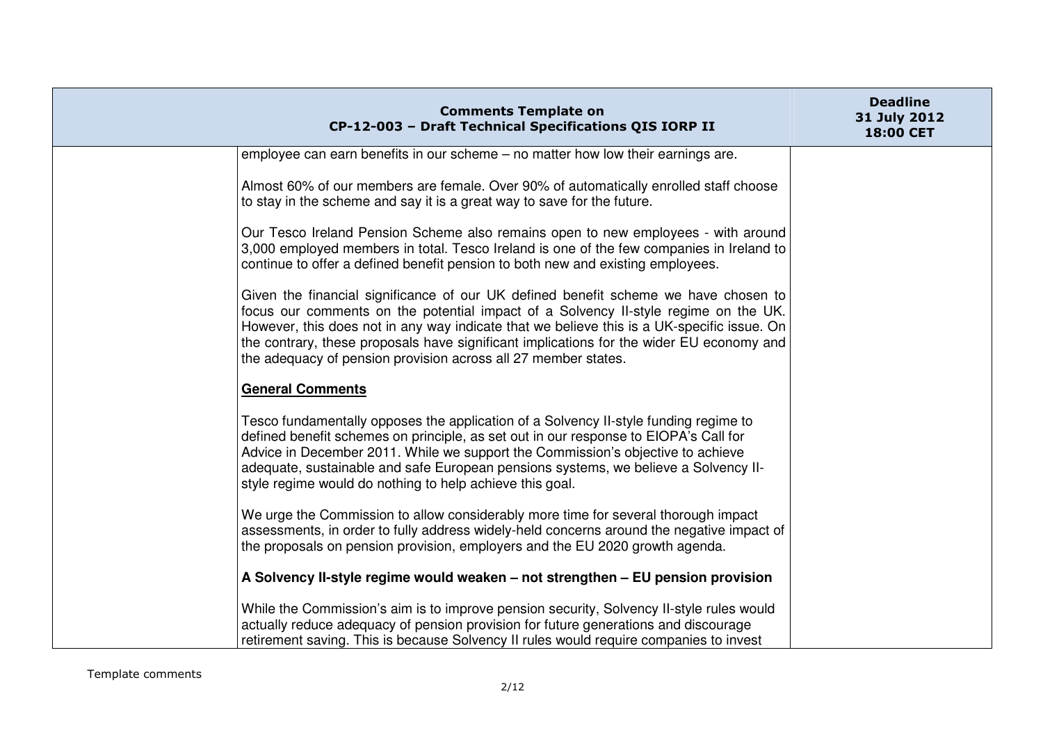employee can earn benefits in our scheme – no matter how low their earnings are.

Almost 60% of our members are female. Over 90% of automatically enrolled staff choose to stay in the scheme and say it is a great way to save for the future.

Our Tesco Ireland Pension Scheme also remains open to new employees - with around 3,000 employed members in total. Tesco Ireland is one of the few companies in Ireland to continue to offer a defined benefit pension to both new and existing employees.

Given the financial significance of our UK defined benefit scheme we have chosen to focus our comments on the potential impact of a Solvency II-style regime on the UK. However, this does not in any way indicate that we believe this is a UK-specific issue. On the contrary, these proposals have significant implications for the wider EU economy and the adequacy of pension provision across all 27 member states.

**General Comments**

Tesco fundamentally opposes the application of a Solvency II-style funding regime to defined benefit schemes on principle, as set out in our response to EIOPA's Call for Advice in December 2011. While we support the Commission's objective to achieve adequate, sustainable and safe European pensions systems, we believe a Solvency II-style regime would do nothing to help achieve this goal.

We urge the Commission to allow considerably more time for several thorough impact assessments, in order to fully address widely-held concerns around the negative impact of the proposals on pension provision, employers and the EU 2020 growth agenda.

**A Solvency II-style regime would weaken – not strengthen – EU pension provision**

While the Commission's aim is to improve pension security, Solvency II-style rules would actually reduce adequacy of pension provision for future generations and discourage retirement saving. This is because Solvency II rules would require companies to invest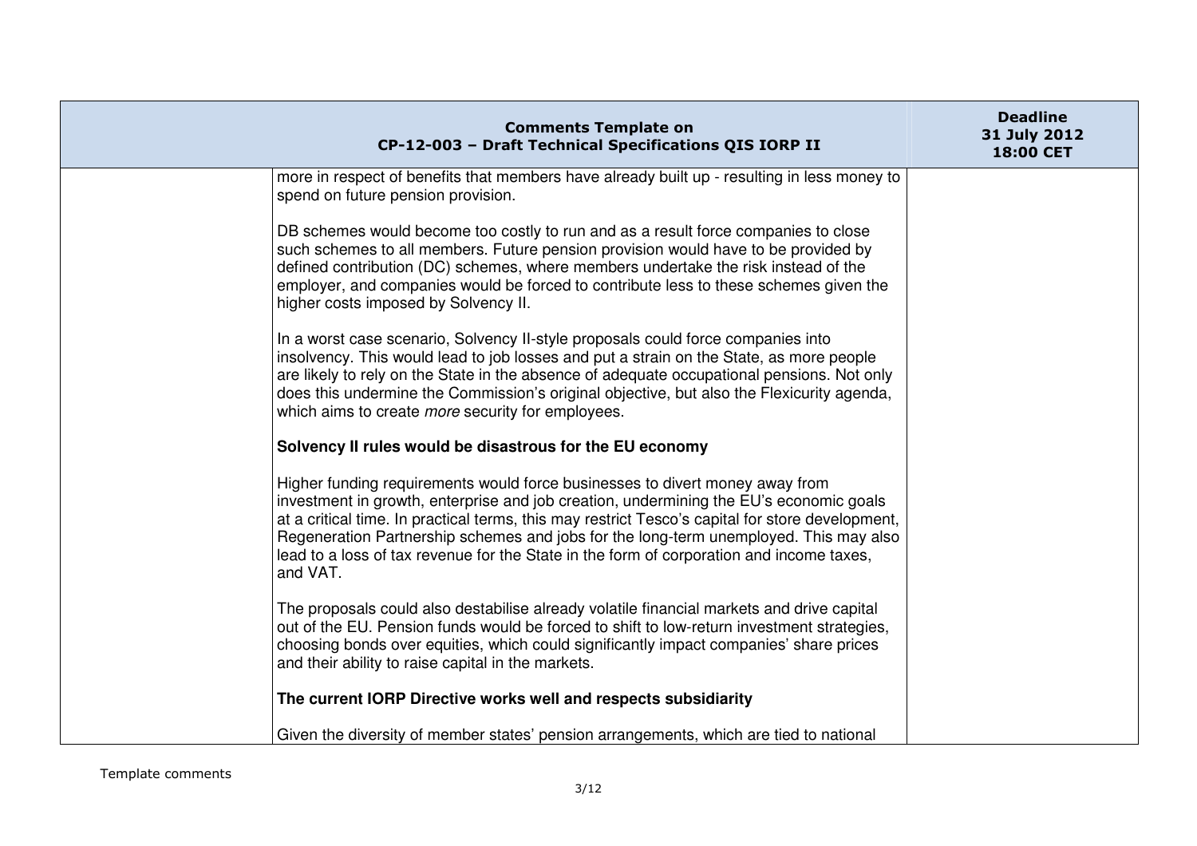more in respect of benefits that members have already built up - resulting in less money to spend on future pension provision.

DB schemes would become too costly to run and as a result force companies to close such schemes to all members. Future pension provision would have to be provided by defined contribution (DC) schemes, where members undertake the risk instead of the employer, and companies would be forced to contribute less to these schemes given the higher costs imposed by Solvency II.

In a worst case scenario, Solvency II-style proposals could force companies into insolvency. This would lead to job losses and put a strain on the State, as more people are likely to rely on the State in the absence of adequate occupational pensions. Not only does this undermine the Commission's original objective, but also the Flexicurity agenda, which aims to create *more* security for employees.

**Solvency II rules would be disastrous for the EU economy**

Higher funding requirements would force businesses to divert money away from investment in growth, enterprise and job creation, undermining the EU's economic goals at a critical time. In practical terms, this may restrict Tesco's capital for store development, Regeneration Partnership schemes and jobs for the long-term unemployed. This may also lead to a loss of tax revenue for the State in the form of corporation and income taxes, and VAT.

The proposals could also destabilise already volatile financial markets and drive capital out of the EU. Pension funds would be forced to shift to low-return investment strategies, choosing bonds over equities, which could significantly impact companies' share prices and their ability to raise capital in the markets.

**The current IORP Directive works well and respects subsidiarity**

Given the diversity of member states' pension arrangements, which are tied to national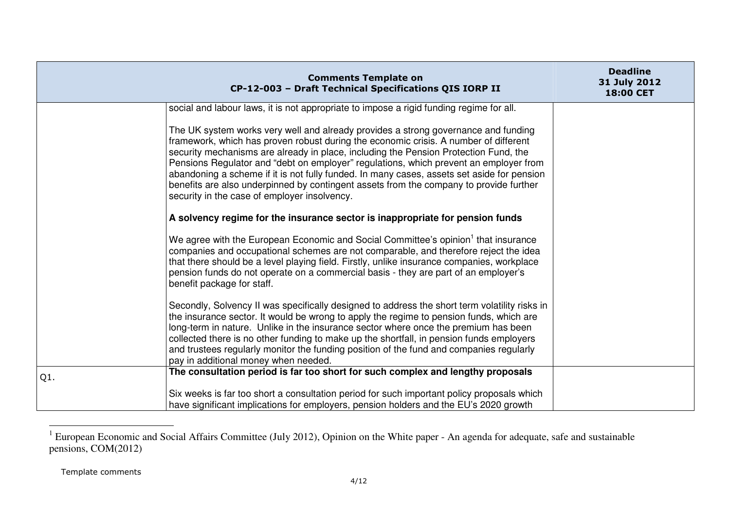| Comments Template on CP-12-003 – Draft Technical Specifications QIS IORP II | | Deadline 31 July 2012 18:00 CET |
|---|---|---|
| | social and labour laws, it is not appropriate to impose a rigid funding regime for all.<br><br>The UK system works very well and already provides a strong governance and funding framework, which has proven robust during the economic crisis. A number of different security mechanisms are already in place, including the Pension Protection Fund, the Pensions Regulator and "debt on employer" regulations, which prevent an employer from abandoning a scheme if it is not fully funded. In many cases, assets set aside for pension benefits are also underpinned by contingent assets from the company to provide further security in the case of employer insolvency.<br><br>**A solvency regime for the insurance sector is inappropriate for pension funds**<br><br>We agree with the European Economic and Social Committee's opinion[1] that insurance companies and occupational schemes are not comparable, and therefore reject the idea that there should be a level playing field. Firstly, unlike insurance companies, workplace pension funds do not operate on a commercial basis - they are part of an employer's benefit package for staff.<br><br>Secondly, Solvency II was specifically designed to address the short term volatility risks in the insurance sector. It would be wrong to apply the regime to pension funds, which are long-term in nature. Unlike in the insurance sector where once the premium has been collected there is no other funding to make up the shortfall, in pension funds employers and trustees regularly monitor the funding position of the fund and companies regularly pay in additional money when needed. | |
| Q1. | **The consultation period is far too short for such complex and lengthy proposals**<br><br>Six weeks is far too short a consultation period for such important policy proposals which have significant implications for employers, pension holders and the EU's 2020 growth | |

[1] European Economic and Social Affairs Committee (July 2012), Opinion on the White paper - An agenda for adequate, safe and sustainable pensions, COM(2012)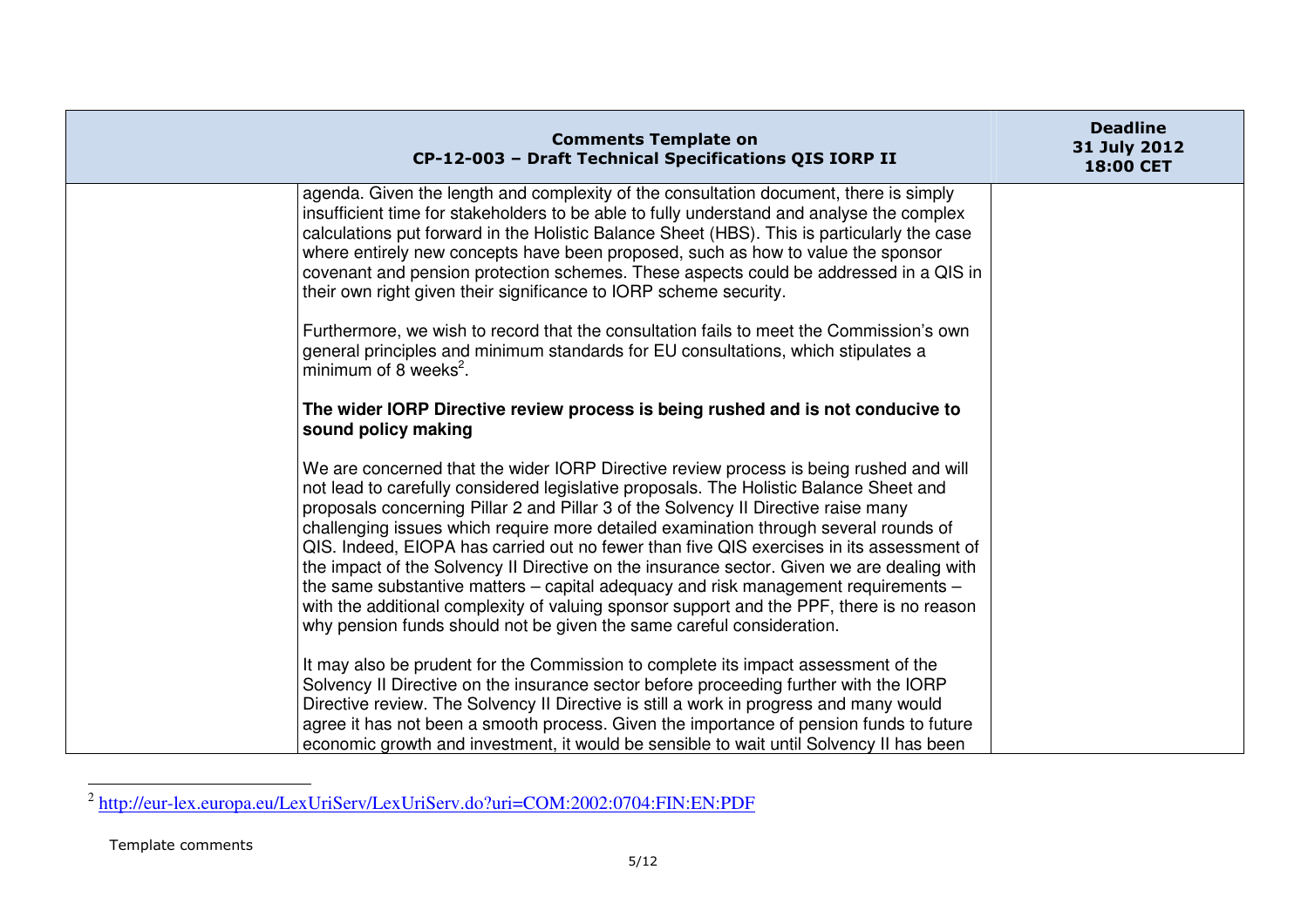| | Comments Template on CP-12-003 – Draft Technical Specifications QIS IORP II | Deadline 31 July 2012 18:00 CET |
|---|---|---|
| | agenda. Given the length and complexity of the consultation document, there is simply insufficient time for stakeholders to be able to fully understand and analyse the complex calculations put forward in the Holistic Balance Sheet (HBS). This is particularly the case where entirely new concepts have been proposed, such as how to value the sponsor covenant and pension protection schemes. These aspects could be addressed in a QIS in their own right given their significance to IORP scheme security.<br><br>Furthermore, we wish to record that the consultation fails to meet the Commission's own general principles and minimum standards for EU consultations, which stipulates a minimum of 8 weeks[2].<br><br>**The wider IORP Directive review process is being rushed and is not conducive to sound policy making**<br><br>We are concerned that the wider IORP Directive review process is being rushed and will not lead to carefully considered legislative proposals. The Holistic Balance Sheet and proposals concerning Pillar 2 and Pillar 3 of the Solvency II Directive raise many challenging issues which require more detailed examination through several rounds of QIS. Indeed, EIOPA has carried out no fewer than five QIS exercises in its assessment of the impact of the Solvency II Directive on the insurance sector. Given we are dealing with the same substantive matters – capital adequacy and risk management requirements – with the additional complexity of valuing sponsor support and the PPF, there is no reason why pension funds should not be given the same careful consideration.<br><br>It may also be prudent for the Commission to complete its impact assessment of the Solvency II Directive on the insurance sector before proceeding further with the IORP Directive review. The Solvency II Directive is still a work in progress and many would agree it has not been a smooth process. Given the importance of pension funds to future economic growth and investment, it would be sensible to wait until Solvency II has been | |

[2] http://eur-lex.europa.eu/LexUriServ/LexUriServ.do?uri=COM:2002:0704:FIN:EN:PDF

Template comments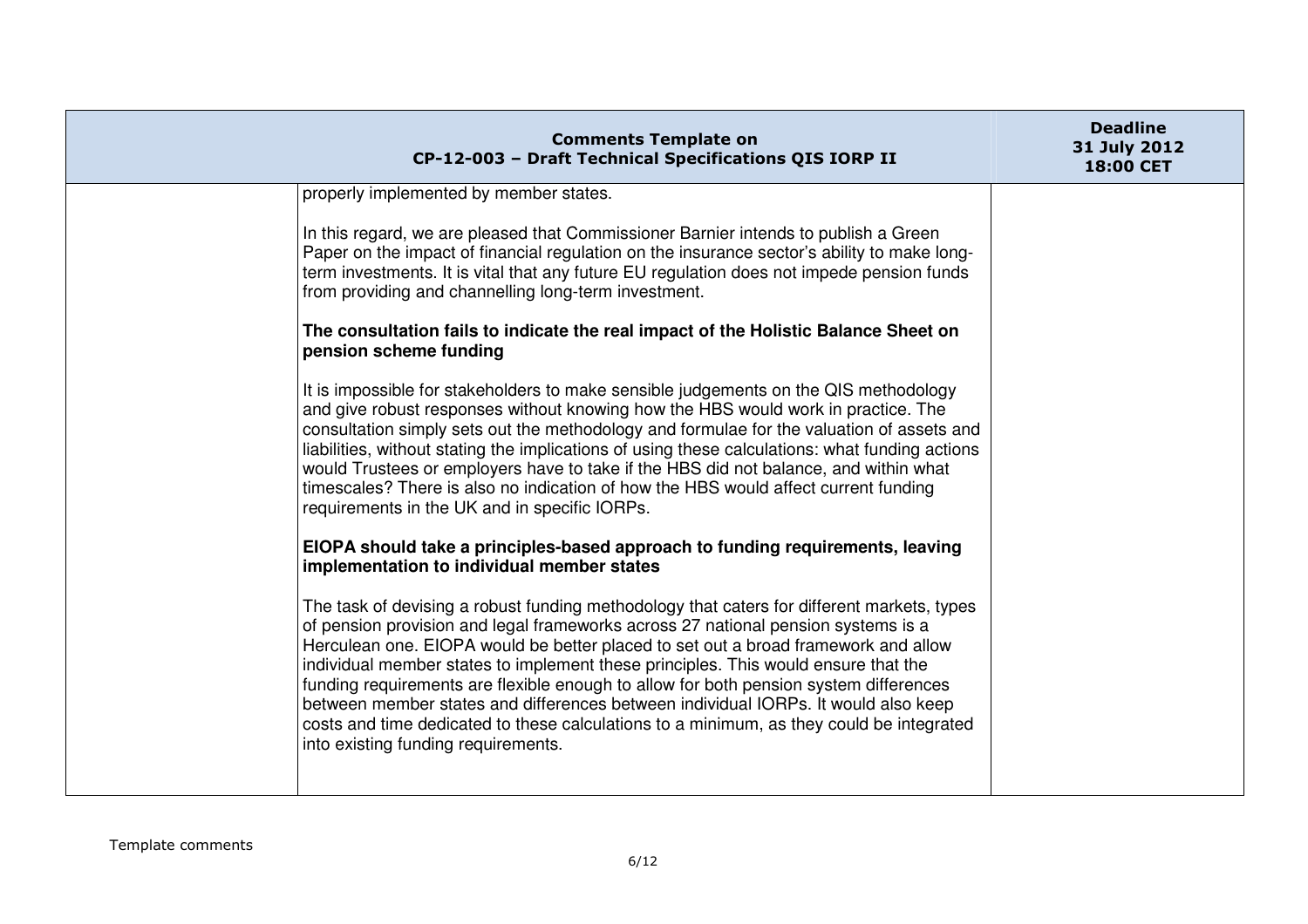| | | |
|---|---|---|
| | properly implemented by member states.<br><br>In this regard, we are pleased that Commissioner Barnier intends to publish a Green Paper on the impact of financial regulation on the insurance sector's ability to make long-term investments. It is vital that any future EU regulation does not impede pension funds from providing and channelling long-term investment.<br><br>**The consultation fails to indicate the real impact of the Holistic Balance Sheet on pension scheme funding**<br><br>It is impossible for stakeholders to make sensible judgements on the QIS methodology and give robust responses without knowing how the HBS would work in practice. The consultation simply sets out the methodology and formulae for the valuation of assets and liabilities, without stating the implications of using these calculations: what funding actions would Trustees or employers have to take if the HBS did not balance, and within what timescales? There is also no indication of how the HBS would affect current funding requirements in the UK and in specific IORPs.<br><br>**EIOPA should take a principles-based approach to funding requirements, leaving implementation to individual member states**<br><br>The task of devising a robust funding methodology that caters for different markets, types of pension provision and legal frameworks across 27 national pension systems is a Herculean one. EIOPA would be better placed to set out a broad framework and allow individual member states to implement these principles. This would ensure that the funding requirements are flexible enough to allow for both pension system differences between member states and differences between individual IORPs. It would also keep costs and time dedicated to these calculations to a minimum, as they could be integrated into existing funding requirements. | |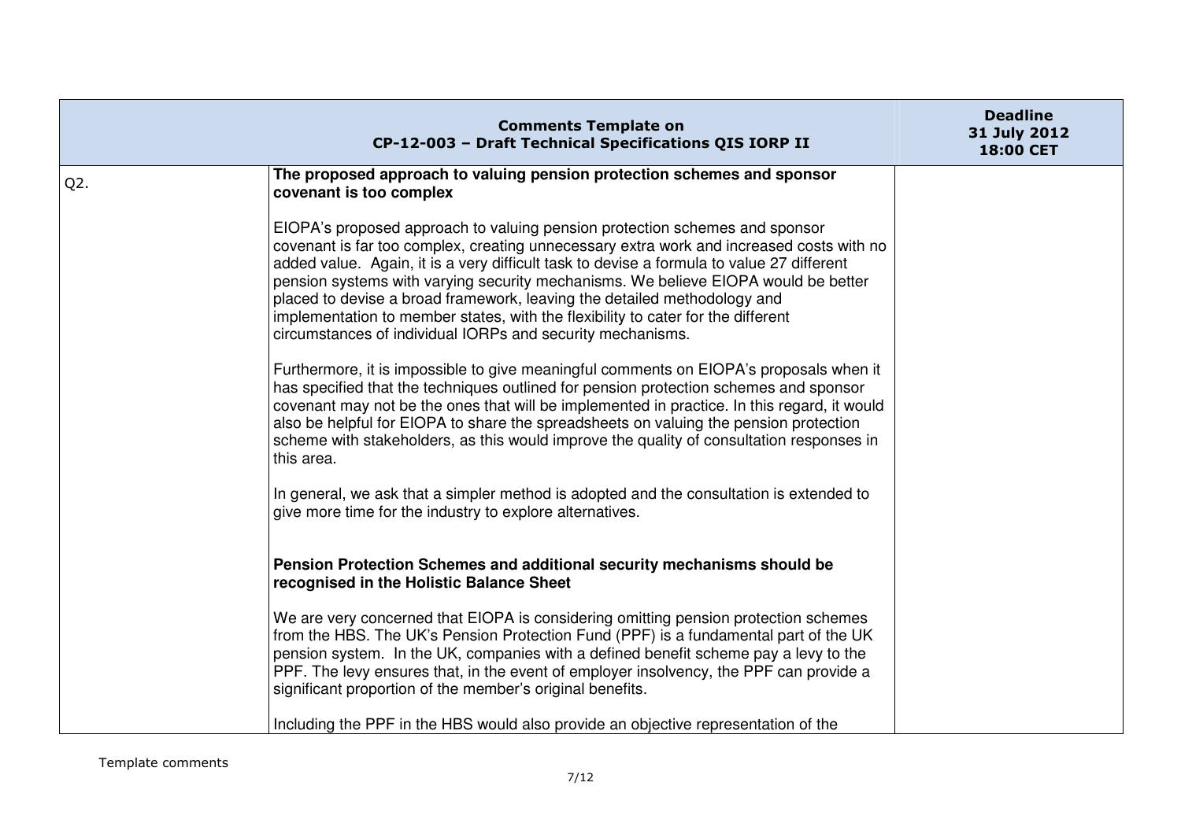| Comments Template on CP-12-003 – Draft Technical Specifications QIS IORP II | | Deadline 31 July 2012 18:00 CET |
|---|---|---|
| Q2. | **The proposed approach to valuing pension protection schemes and sponsor covenant is too complex**<br><br>EIOPA's proposed approach to valuing pension protection schemes and sponsor covenant is far too complex, creating unnecessary extra work and increased costs with no added value. Again, it is a very difficult task to devise a formula to value 27 different pension systems with varying security mechanisms. We believe EIOPA would be better placed to devise a broad framework, leaving the detailed methodology and implementation to member states, with the flexibility to cater for the different circumstances of individual IORPs and security mechanisms.<br><br>Furthermore, it is impossible to give meaningful comments on EIOPA's proposals when it has specified that the techniques outlined for pension protection schemes and sponsor covenant may not be the ones that will be implemented in practice. In this regard, it would also be helpful for EIOPA to share the spreadsheets on valuing the pension protection scheme with stakeholders, as this would improve the quality of consultation responses in this area.<br><br>In general, we ask that a simpler method is adopted and the consultation is extended to give more time for the industry to explore alternatives.<br><br><br>**Pension Protection Schemes and additional security mechanisms should be recognised in the Holistic Balance Sheet**<br><br>We are very concerned that EIOPA is considering omitting pension protection schemes from the HBS. The UK's Pension Protection Fund (PPF) is a fundamental part of the UK pension system. In the UK, companies with a defined benefit scheme pay a levy to the PPF. The levy ensures that, in the event of employer insolvency, the PPF can provide a significant proportion of the member's original benefits.<br><br>Including the PPF in the HBS would also provide an objective representation of the | |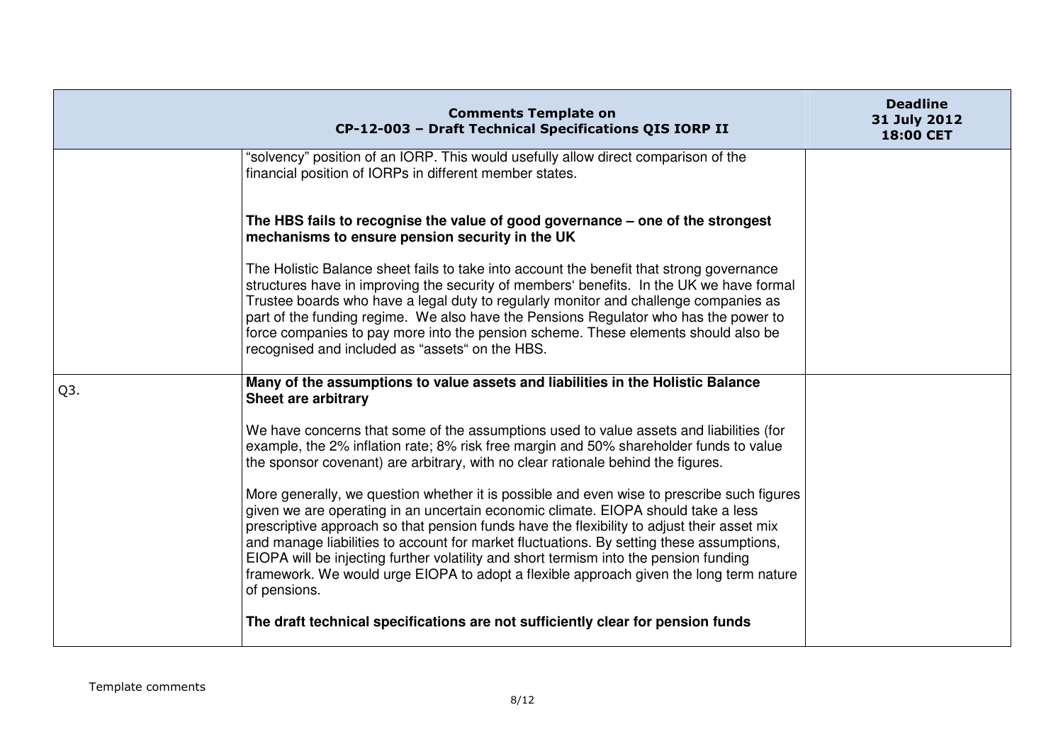| Comments Template on CP-12-003 – Draft Technical Specifications QIS IORP II | | Deadline 31 July 2012 18:00 CET |
|---|---|---|
| | "solvency" position of an IORP. This would usefully allow direct comparison of the financial position of IORPs in different member states.<br><br>**The HBS fails to recognise the value of good governance – one of the strongest mechanisms to ensure pension security in the UK**<br><br>The Holistic Balance sheet fails to take into account the benefit that strong governance structures have in improving the security of members' benefits. In the UK we have formal Trustee boards who have a legal duty to regularly monitor and challenge companies as part of the funding regime. We also have the Pensions Regulator who has the power to force companies to pay more into the pension scheme. These elements should also be recognised and included as "assets" on the HBS. | |
| Q3. | **Many of the assumptions to value assets and liabilities in the Holistic Balance Sheet are arbitrary**<br><br>We have concerns that some of the assumptions used to value assets and liabilities (for example, the 2% inflation rate; 8% risk free margin and 50% shareholder funds to value the sponsor covenant) are arbitrary, with no clear rationale behind the figures.<br><br>More generally, we question whether it is possible and even wise to prescribe such figures given we are operating in an uncertain economic climate. EIOPA should take a less prescriptive approach so that pension funds have the flexibility to adjust their asset mix and manage liabilities to account for market fluctuations. By setting these assumptions, EIOPA will be injecting further volatility and short termism into the pension funding framework. We would urge EIOPA to adopt a flexible approach given the long term nature of pensions.<br><br>**The draft technical specifications are not sufficiently clear for pension funds** | |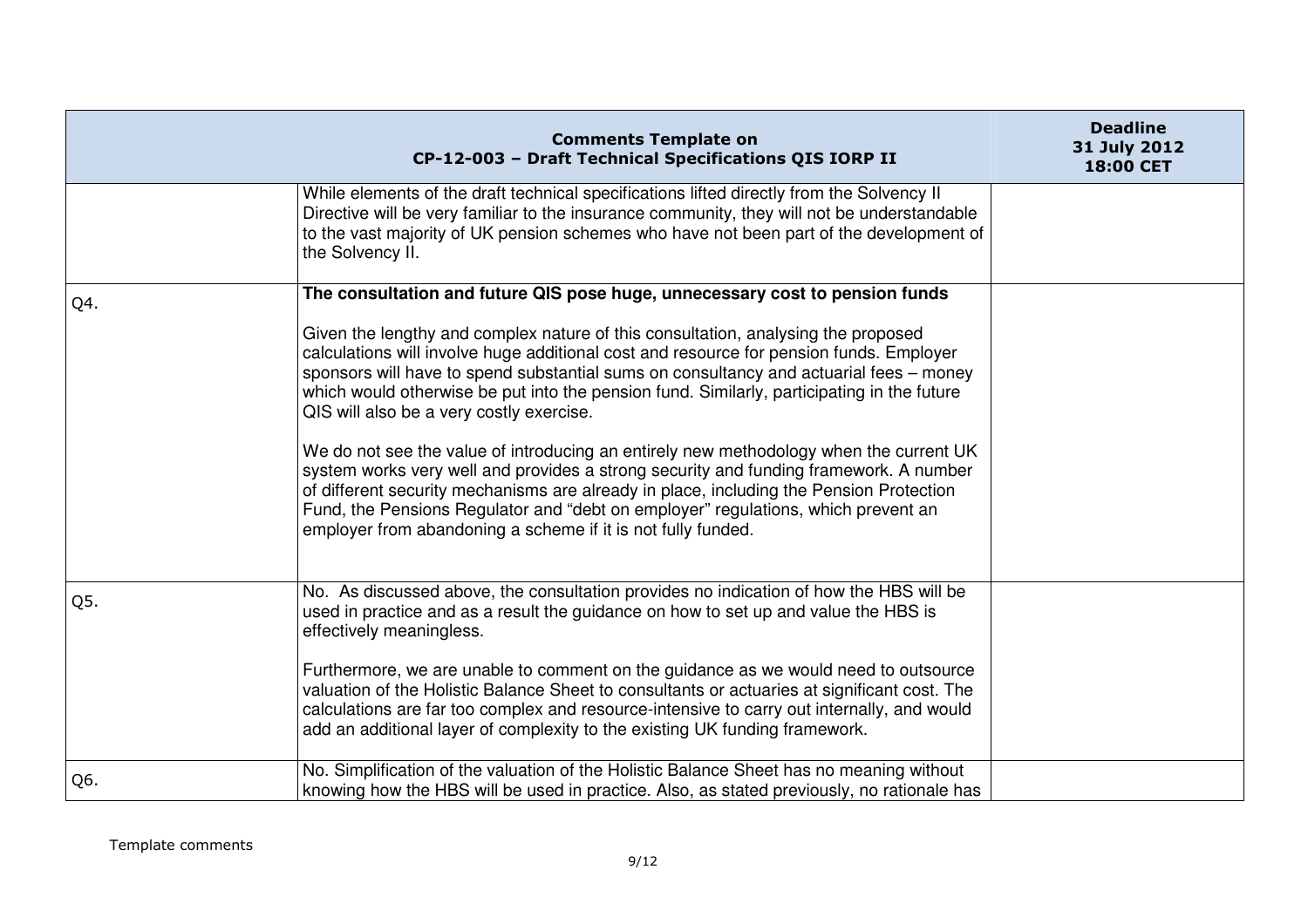| Comments Template on CP-12-003 – Draft Technical Specifications QIS IORP II | | Deadline 31 July 2012 18:00 CET |
|---|---|---|
| | While elements of the draft technical specifications lifted directly from the Solvency II Directive will be very familiar to the insurance community, they will not be understandable to the vast majority of UK pension schemes who have not been part of the development of the Solvency II. | |
| Q4. | **The consultation and future QIS pose huge, unnecessary cost to pension funds**<br><br>Given the lengthy and complex nature of this consultation, analysing the proposed calculations will involve huge additional cost and resource for pension funds. Employer sponsors will have to spend substantial sums on consultancy and actuarial fees – money which would otherwise be put into the pension fund. Similarly, participating in the future QIS will also be a very costly exercise.<br><br>We do not see the value of introducing an entirely new methodology when the current UK system works very well and provides a strong security and funding framework. A number of different security mechanisms are already in place, including the Pension Protection Fund, the Pensions Regulator and "debt on employer" regulations, which prevent an employer from abandoning a scheme if it is not fully funded. | |
| Q5. | No. As discussed above, the consultation provides no indication of how the HBS will be used in practice and as a result the guidance on how to set up and value the HBS is effectively meaningless.<br><br>Furthermore, we are unable to comment on the guidance as we would need to outsource valuation of the Holistic Balance Sheet to consultants or actuaries at significant cost. The calculations are far too complex and resource-intensive to carry out internally, and would add an additional layer of complexity to the existing UK funding framework. | |
| Q6. | No. Simplification of the valuation of the Holistic Balance Sheet has no meaning without knowing how the HBS will be used in practice. Also, as stated previously, no rationale has | |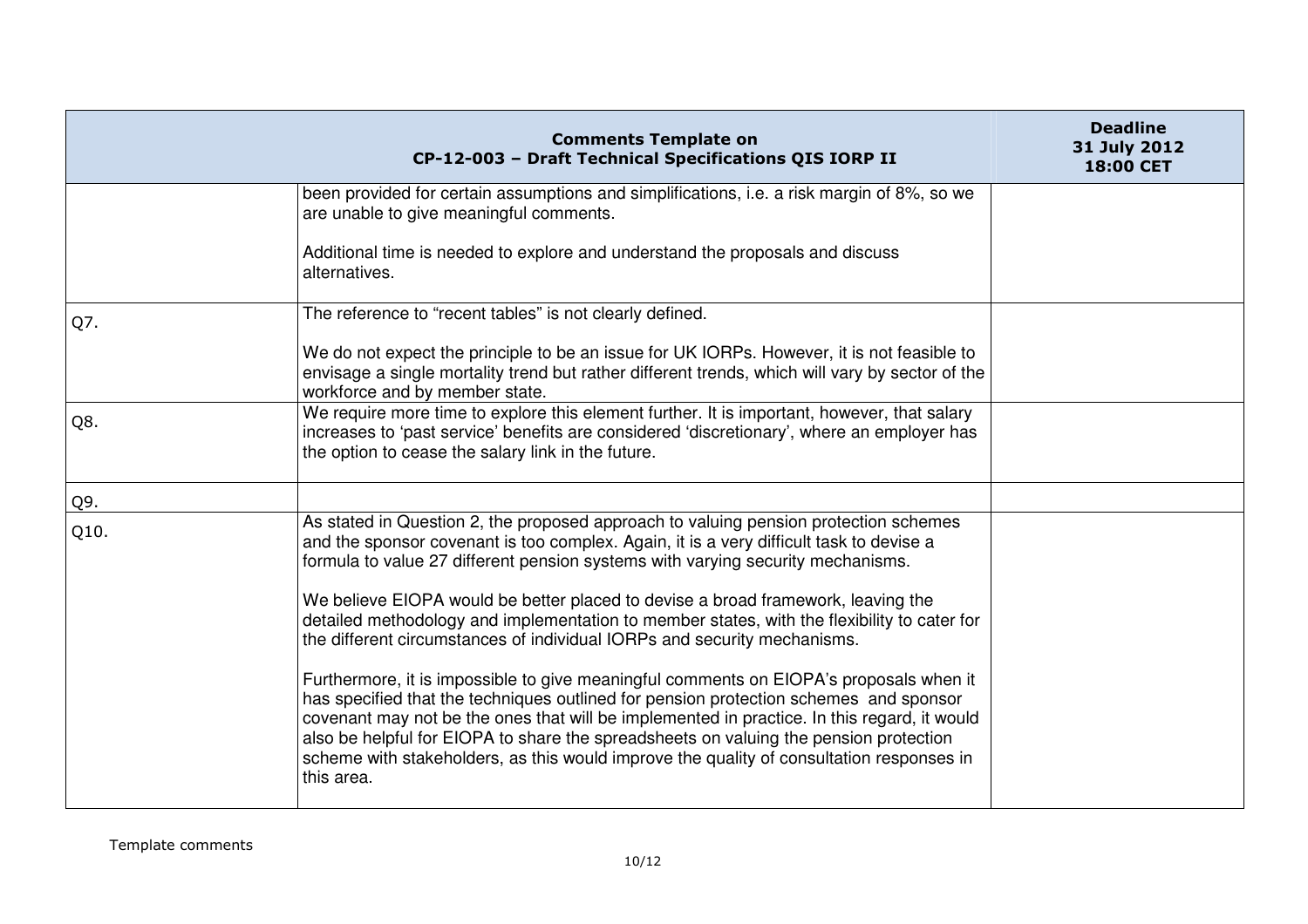| Comments Template on CP-12-003 – Draft Technical Specifications QIS IORP II | | Deadline 31 July 2012 18:00 CET |
|---|---|---|
| | been provided for certain assumptions and simplifications, i.e. a risk margin of 8%, so we are unable to give meaningful comments.<br><br>Additional time is needed to explore and understand the proposals and discuss alternatives. | |
| Q7. | The reference to "recent tables" is not clearly defined.<br><br>We do not expect the principle to be an issue for UK IORPs. However, it is not feasible to envisage a single mortality trend but rather different trends, which will vary by sector of the workforce and by member state. | |
| Q8. | We require more time to explore this element further. It is important, however, that salary increases to 'past service' benefits are considered 'discretionary', where an employer has the option to cease the salary link in the future. | |
| Q9. | | |
| Q10. | As stated in Question 2, the proposed approach to valuing pension protection schemes and the sponsor covenant is too complex. Again, it is a very difficult task to devise a formula to value 27 different pension systems with varying security mechanisms.<br><br>We believe EIOPA would be better placed to devise a broad framework, leaving the detailed methodology and implementation to member states, with the flexibility to cater for the different circumstances of individual IORPs and security mechanisms.<br><br>Furthermore, it is impossible to give meaningful comments on EIOPA's proposals when it has specified that the techniques outlined for pension protection schemes and sponsor covenant may not be the ones that will be implemented in practice. In this regard, it would also be helpful for EIOPA to share the spreadsheets on valuing the pension protection scheme with stakeholders, as this would improve the quality of consultation responses in this area. | |

Template comments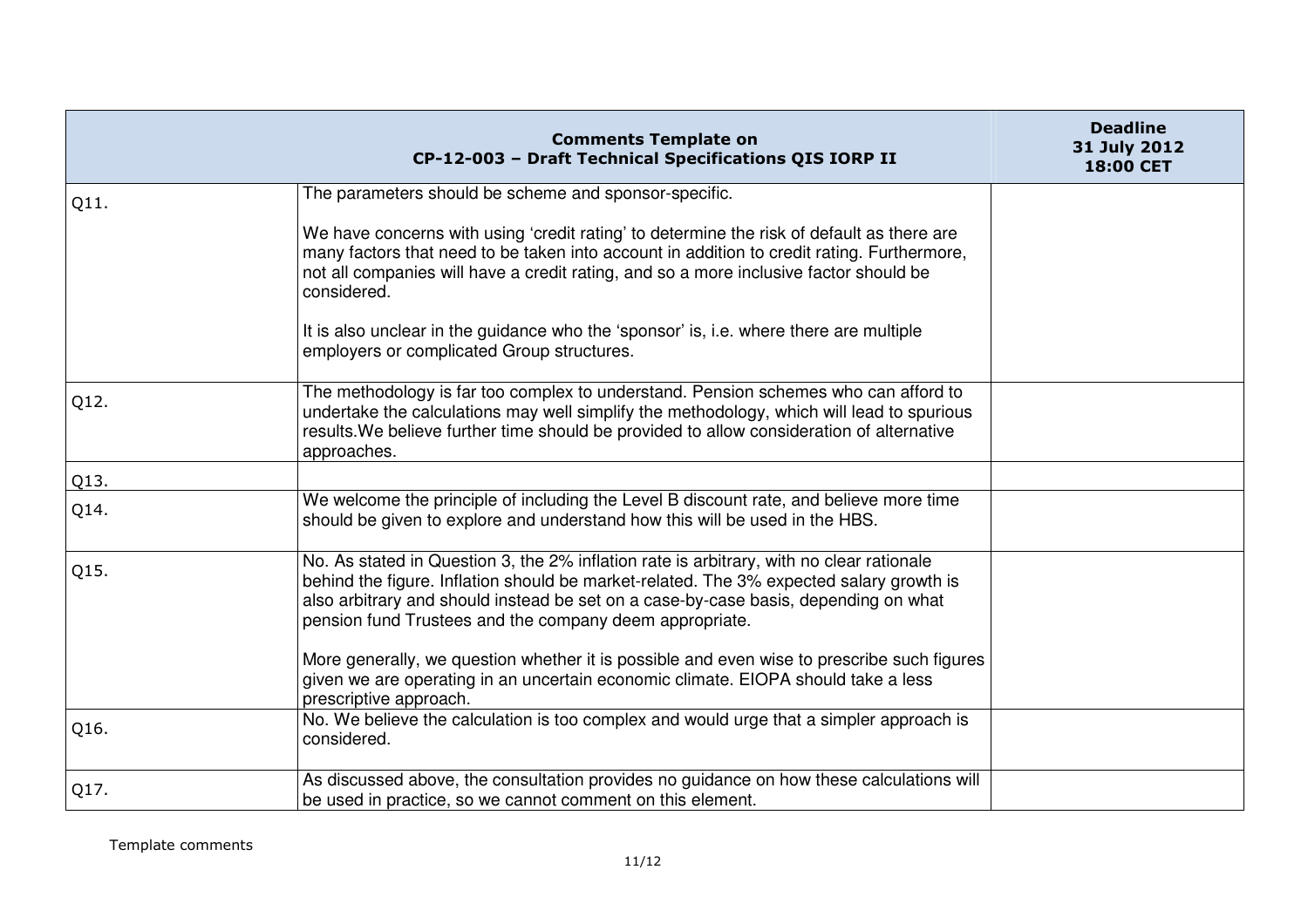| Comments Template on CP-12-003 – Draft Technical Specifications QIS IORP II | | Deadline 31 July 2012 18:00 CET |
|---|---|---|
| Q11. | The parameters should be scheme and sponsor-specific.<br><br>We have concerns with using 'credit rating' to determine the risk of default as there are many factors that need to be taken into account in addition to credit rating. Furthermore, not all companies will have a credit rating, and so a more inclusive factor should be considered.<br><br>It is also unclear in the guidance who the 'sponsor' is, i.e. where there are multiple employers or complicated Group structures. | |
| Q12. | The methodology is far too complex to understand. Pension schemes who can afford to undertake the calculations may well simplify the methodology, which will lead to spurious results.We believe further time should be provided to allow consideration of alternative approaches. | |
| Q13. | | |
| Q14. | We welcome the principle of including the Level B discount rate, and believe more time should be given to explore and understand how this will be used in the HBS. | |
| Q15. | No. As stated in Question 3, the 2% inflation rate is arbitrary, with no clear rationale behind the figure. Inflation should be market-related. The 3% expected salary growth is also arbitrary and should instead be set on a case-by-case basis, depending on what pension fund Trustees and the company deem appropriate.<br><br>More generally, we question whether it is possible and even wise to prescribe such figures given we are operating in an uncertain economic climate. EIOPA should take a less prescriptive approach. | |
| Q16. | No. We believe the calculation is too complex and would urge that a simpler approach is considered. | |
| Q17. | As discussed above, the consultation provides no guidance on how these calculations will be used in practice, so we cannot comment on this element. | |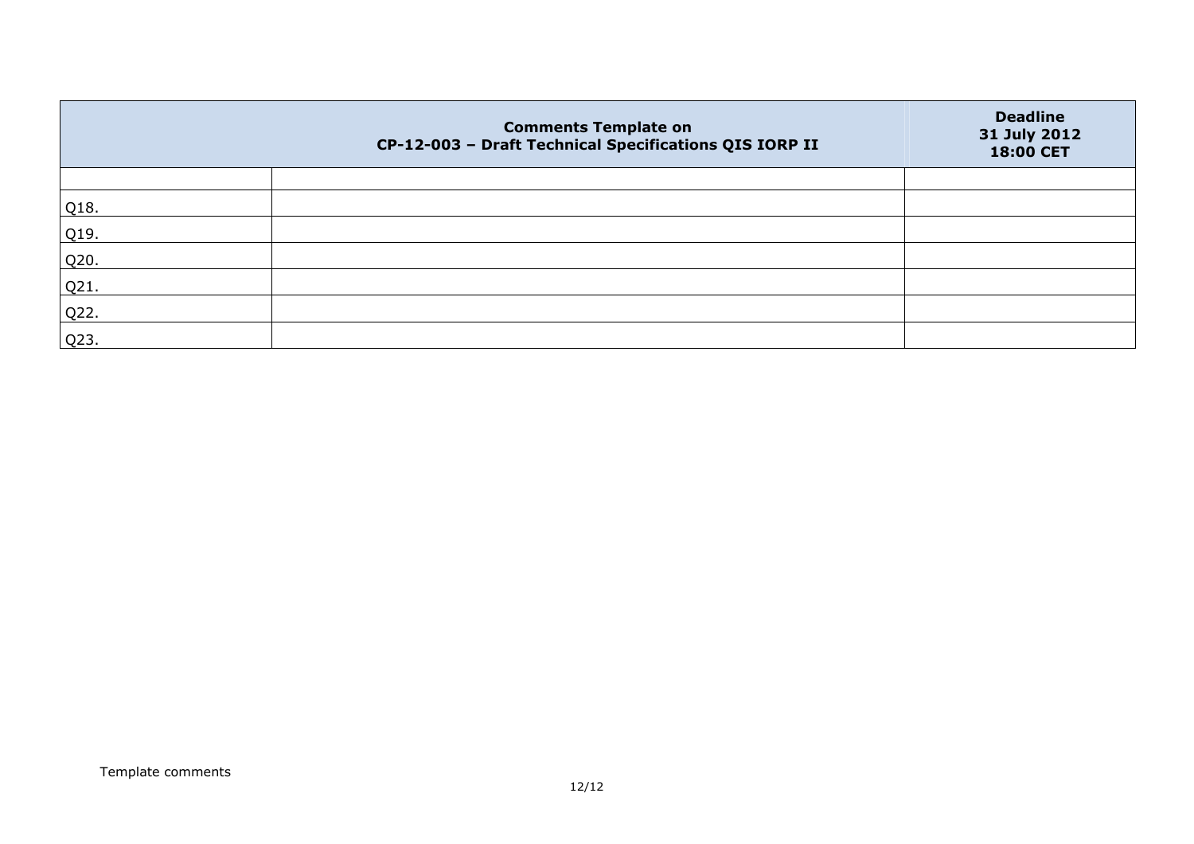| Comments Template on CP-12-003 – Draft Technical Specifications QIS IORP II | | Deadline 31 July 2012 18:00 CET |
|---|---|---|
| | | |
| Q18. | | |
| Q19. | | |
| Q20. | | |
| Q21. | | |
| Q22. | | |
| Q23. | | |

Template comments